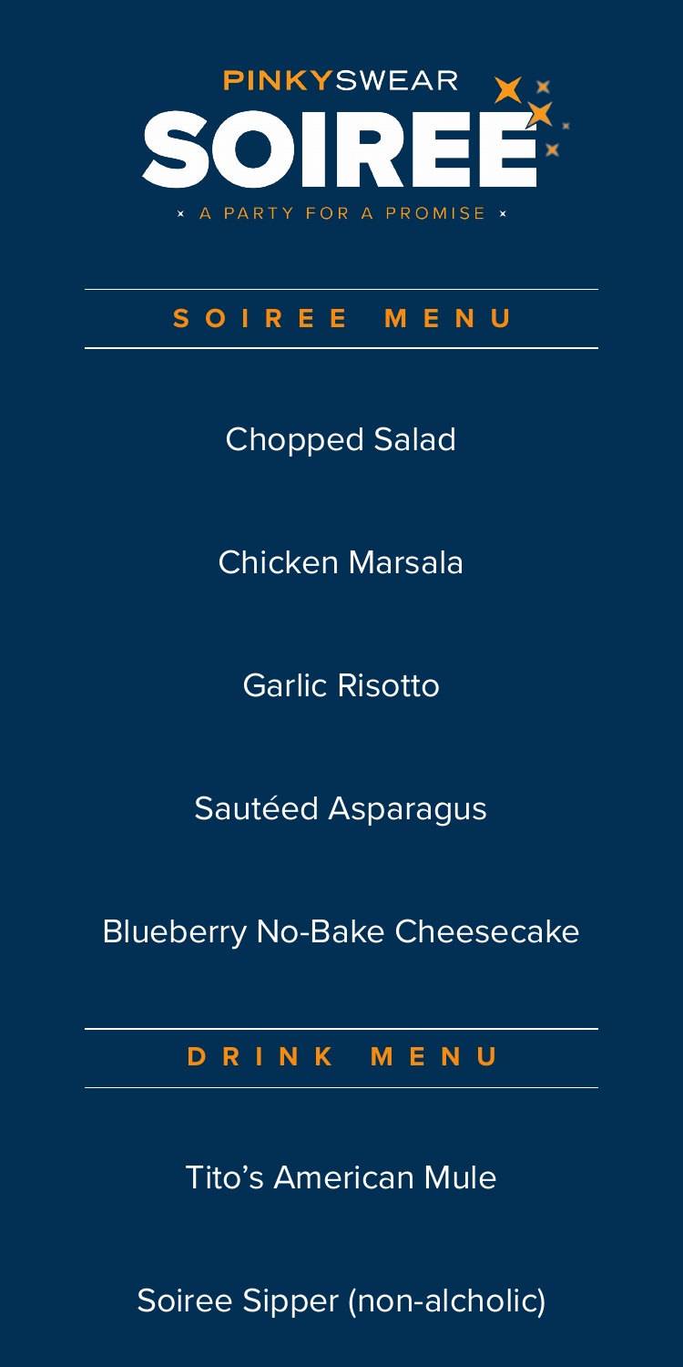PINKYSWEAR

# SOIREE

× A PARTY FOR A PROMISE ×

## SOIREE MENU

Chopped Salad

Chicken Marsala

Garlic Risotto

Sautéed Asparagus

Blueberry No-Bake Cheesecake

## DRINK MENU

Tito's American Mule

Soiree Sipper (non-alcholic)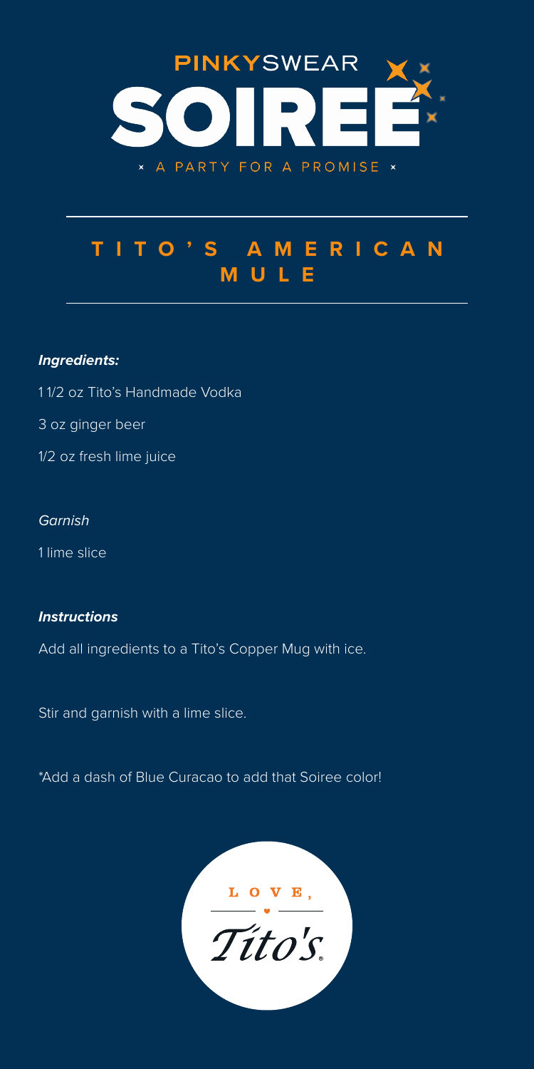PINKYSWEAR

SOIREE

× A PARTY FOR A PROMISE ×

# TITO'S AMERICAN MULE

***Ingredients:***

1 1/2 oz Tito's Handmade Vodka

3 oz ginger beer

1/2 oz fresh lime juice

*Garnish*

1 lime slice

***Instructions***

Add all ingredients to a Tito's Copper Mug with ice.

Stir and garnish with a lime slice.

*Add a dash of Blue Curacao to add that Soiree color!

LOVE,

Tito's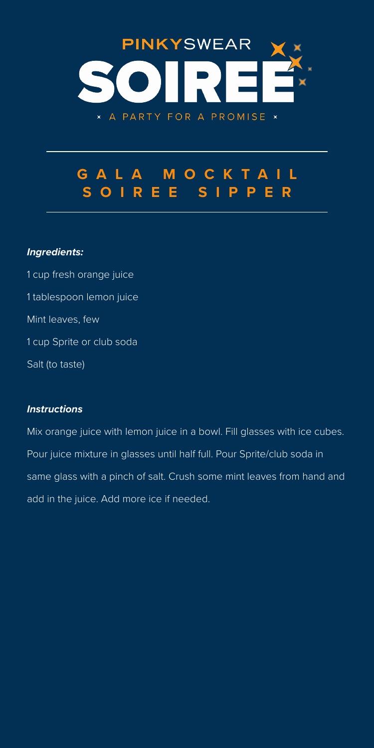PINKYSWEAR

# SOIREE

× A PARTY FOR A PROMISE ×

## GALA MOCKTAIL SOIREE SIPPER

***Ingredients:***

1 cup fresh orange juice

1 tablespoon lemon juice

Mint leaves, few

1 cup Sprite or club soda

Salt (to taste)

***Instructions***

Mix orange juice with lemon juice in a bowl. Fill glasses with ice cubes. Pour juice mixture in glasses until half full. Pour Sprite/club soda in same glass with a pinch of salt. Crush some mint leaves from hand and add in the juice. Add more ice if needed.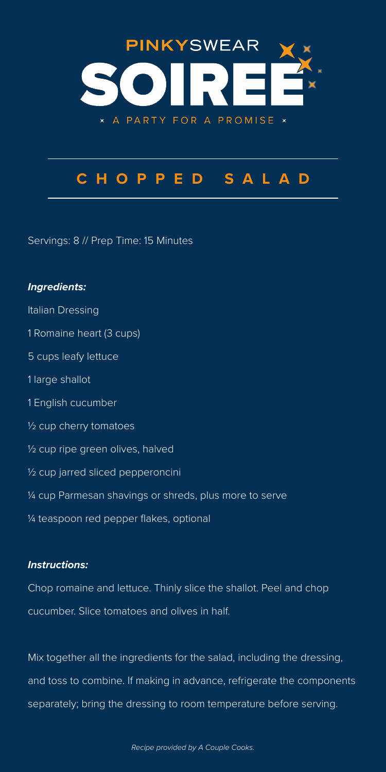PINKYSWEAR

# SOIREE

× A PARTY FOR A PROMISE ×

## CHOPPED SALAD

Servings: 8 // Prep Time: 15 Minutes

***Ingredients:***

Italian Dressing

1 Romaine heart (3 cups)

5 cups leafy lettuce

1 large shallot

1 English cucumber

½ cup cherry tomatoes

½ cup ripe green olives, halved

½ cup jarred sliced pepperoncini

¼ cup Parmesan shavings or shreds, plus more to serve

¼ teaspoon red pepper flakes, optional

***Instructions:***

Chop romaine and lettuce. Thinly slice the shallot. Peel and chop cucumber. Slice tomatoes and olives in half.

Mix together all the ingredients for the salad, including the dressing, and toss to combine. If making in advance, refrigerate the components separately; bring the dressing to room temperature before serving.

*Recipe provided by A Couple Cooks.*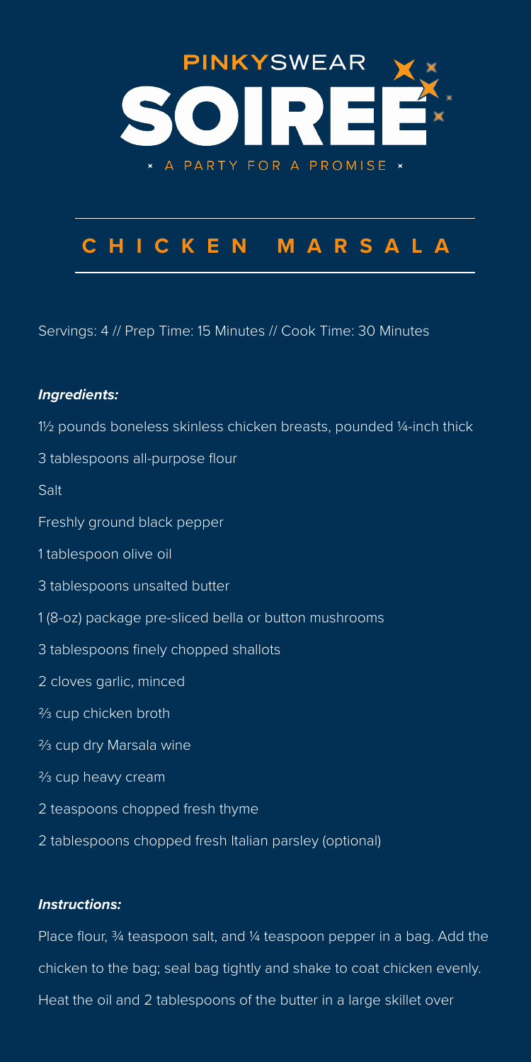PINKYSWEAR

# SOIREE

× A PARTY FOR A PROMISE ×

## CHICKEN MARSALA

Servings: 4 // Prep Time: 15 Minutes // Cook Time: 30 Minutes

***Ingredients:***

1½ pounds boneless skinless chicken breasts, pounded ¼-inch thick

3 tablespoons all-purpose flour

Salt

Freshly ground black pepper

1 tablespoon olive oil

3 tablespoons unsalted butter

1 (8-oz) package pre-sliced bella or button mushrooms

3 tablespoons finely chopped shallots

2 cloves garlic, minced

⅔ cup chicken broth

⅔ cup dry Marsala wine

⅔ cup heavy cream

2 teaspoons chopped fresh thyme

2 tablespoons chopped fresh Italian parsley (optional)

***Instructions:***

Place flour, ¾ teaspoon salt, and ¼ teaspoon pepper in a bag. Add the chicken to the bag; seal bag tightly and shake to coat chicken evenly. Heat the oil and 2 tablespoons of the butter in a large skillet over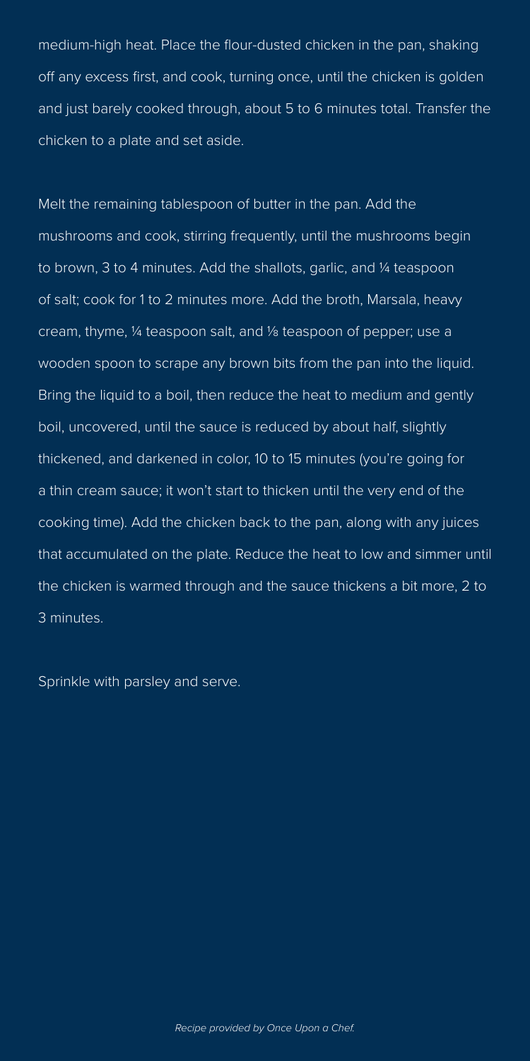medium-high heat. Place the flour-dusted chicken in the pan, shaking off any excess first, and cook, turning once, until the chicken is golden and just barely cooked through, about 5 to 6 minutes total. Transfer the chicken to a plate and set aside.

Melt the remaining tablespoon of butter in the pan. Add the mushrooms and cook, stirring frequently, until the mushrooms begin to brown, 3 to 4 minutes. Add the shallots, garlic, and ¼ teaspoon of salt; cook for 1 to 2 minutes more. Add the broth, Marsala, heavy cream, thyme, ¼ teaspoon salt, and ⅛ teaspoon of pepper; use a wooden spoon to scrape any brown bits from the pan into the liquid. Bring the liquid to a boil, then reduce the heat to medium and gently boil, uncovered, until the sauce is reduced by about half, slightly thickened, and darkened in color, 10 to 15 minutes (you're going for a thin cream sauce; it won't start to thicken until the very end of the cooking time). Add the chicken back to the pan, along with any juices that accumulated on the plate. Reduce the heat to low and simmer until the chicken is warmed through and the sauce thickens a bit more, 2 to 3 minutes.

Sprinkle with parsley and serve.

*Recipe provided by Once Upon a Chef.*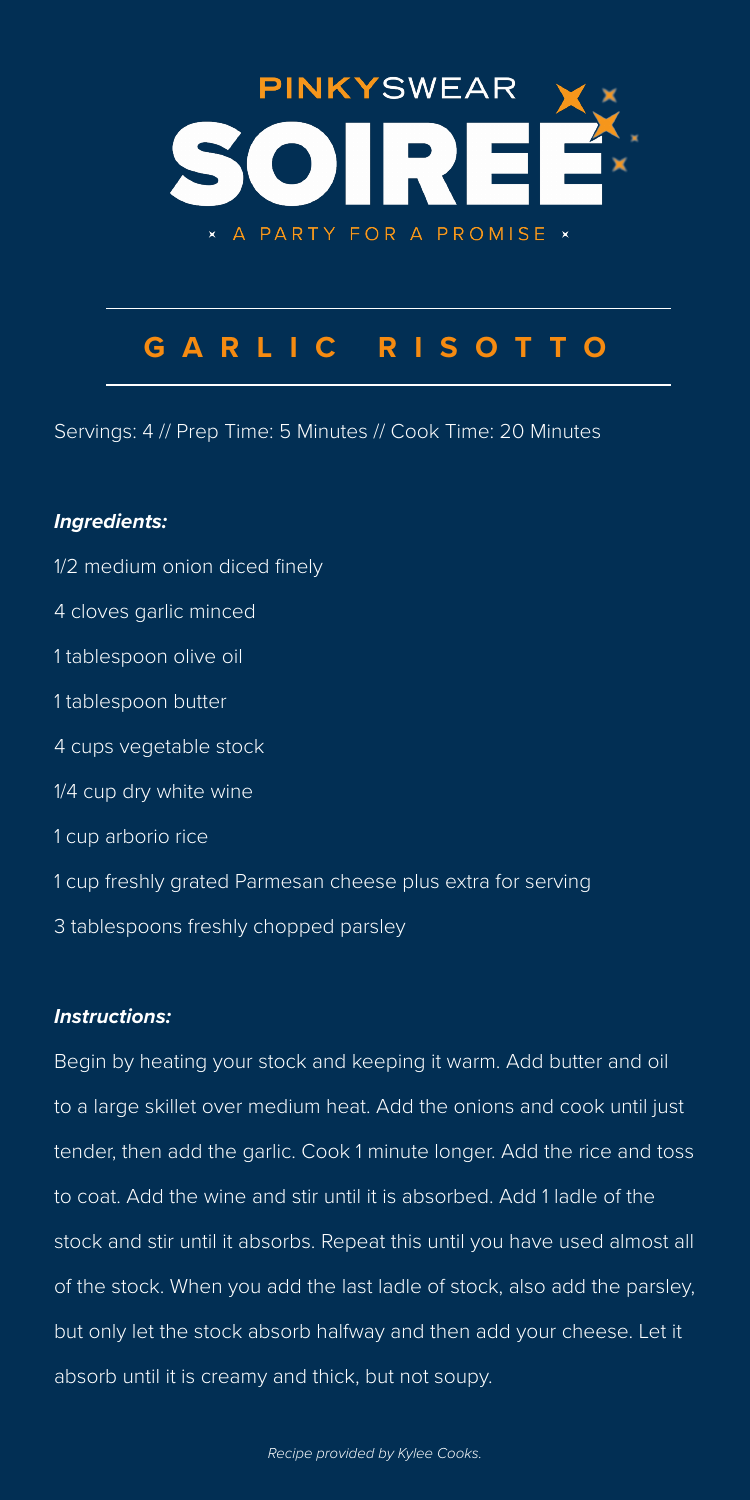PINKYSWEAR

# SOIREE

× A PARTY FOR A PROMISE ×

## GARLIC RISOTTO

Servings: 4 // Prep Time: 5 Minutes // Cook Time: 20 Minutes

***Ingredients:***

1/2 medium onion diced finely

4 cloves garlic minced

1 tablespoon olive oil

1 tablespoon butter

4 cups vegetable stock

1/4 cup dry white wine

1 cup arborio rice

1 cup freshly grated Parmesan cheese plus extra for serving

3 tablespoons freshly chopped parsley

***Instructions:***

Begin by heating your stock and keeping it warm. Add butter and oil to a large skillet over medium heat. Add the onions and cook until just tender, then add the garlic. Cook 1 minute longer. Add the rice and toss to coat. Add the wine and stir until it is absorbed. Add 1 ladle of the stock and stir until it absorbs. Repeat this until you have used almost all of the stock. When you add the last ladle of stock, also add the parsley, but only let the stock absorb halfway and then add your cheese. Let it absorb until it is creamy and thick, but not soupy.

*Recipe provided by Kylee Cooks.*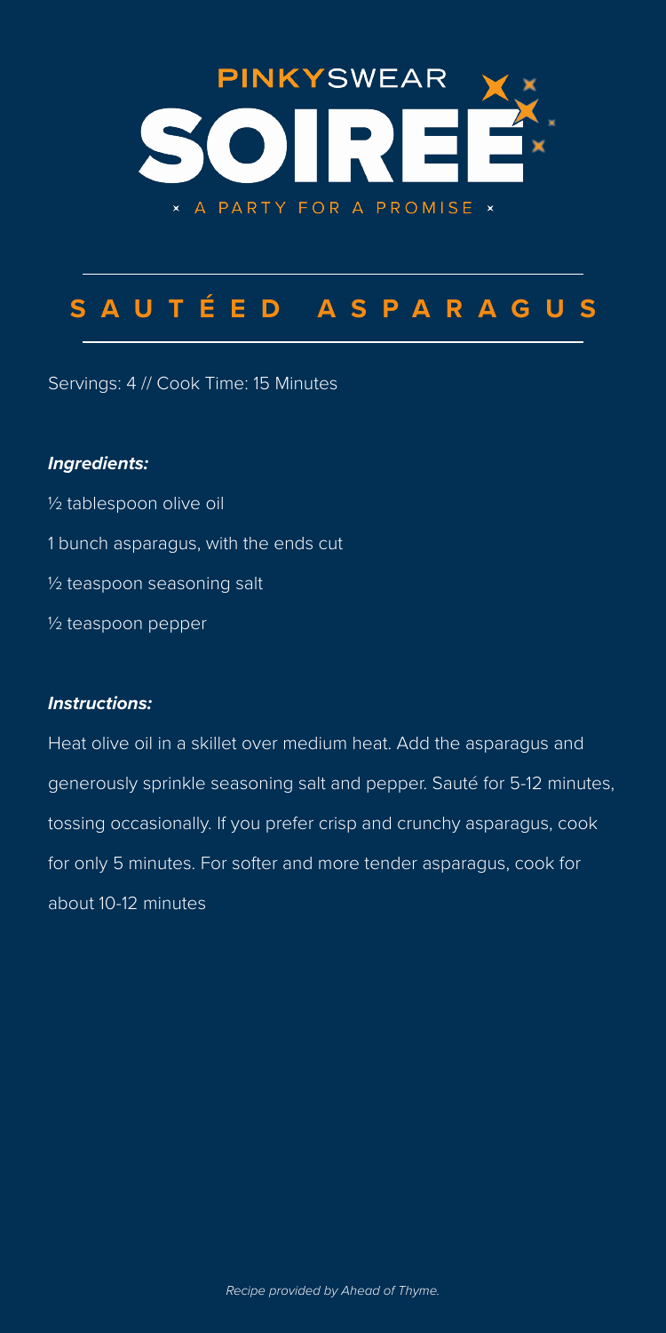PINKYSWEAR

# SOIREE

× A PARTY FOR A PROMISE ×

## SAUTÉED ASPARAGUS

Servings: 4 // Cook Time: 15 Minutes

***Ingredients:***

½ tablespoon olive oil

1 bunch asparagus, with the ends cut

½ teaspoon seasoning salt

½ teaspoon pepper

***Instructions:***

Heat olive oil in a skillet over medium heat. Add the asparagus and generously sprinkle seasoning salt and pepper. Sauté for 5-12 minutes, tossing occasionally. If you prefer crisp and crunchy asparagus, cook for only 5 minutes. For softer and more tender asparagus, cook for about 10-12 minutes

*Recipe provided by Ahead of Thyme.*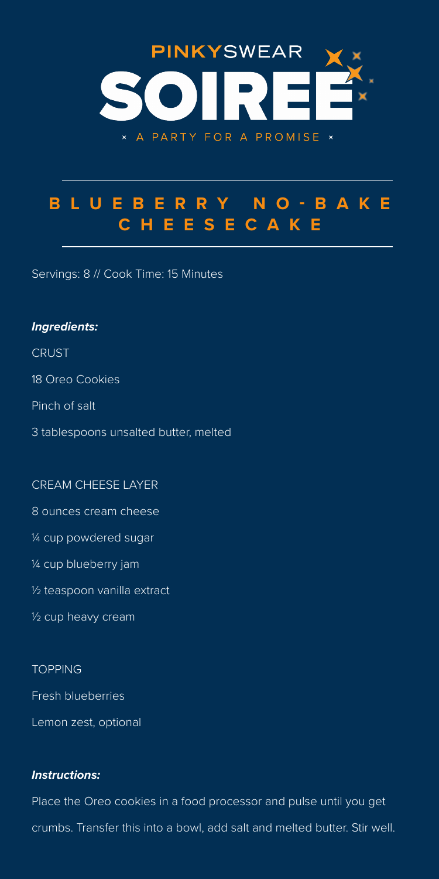# PINKYSWEAR SOIREE

× A PARTY FOR A PROMISE ×

## BLUEBERRY NO-BAKE CHEESECAKE

Servings: 8 // Cook Time: 15 Minutes

***Ingredients:***

CRUST

18 Oreo Cookies

Pinch of salt

3 tablespoons unsalted butter, melted

CREAM CHEESE LAYER

8 ounces cream cheese

¼ cup powdered sugar

¼ cup blueberry jam

½ teaspoon vanilla extract

½ cup heavy cream

TOPPING

Fresh blueberries

Lemon zest, optional

***Instructions:***

Place the Oreo cookies in a food processor and pulse until you get crumbs. Transfer this into a bowl, add salt and melted butter. Stir well.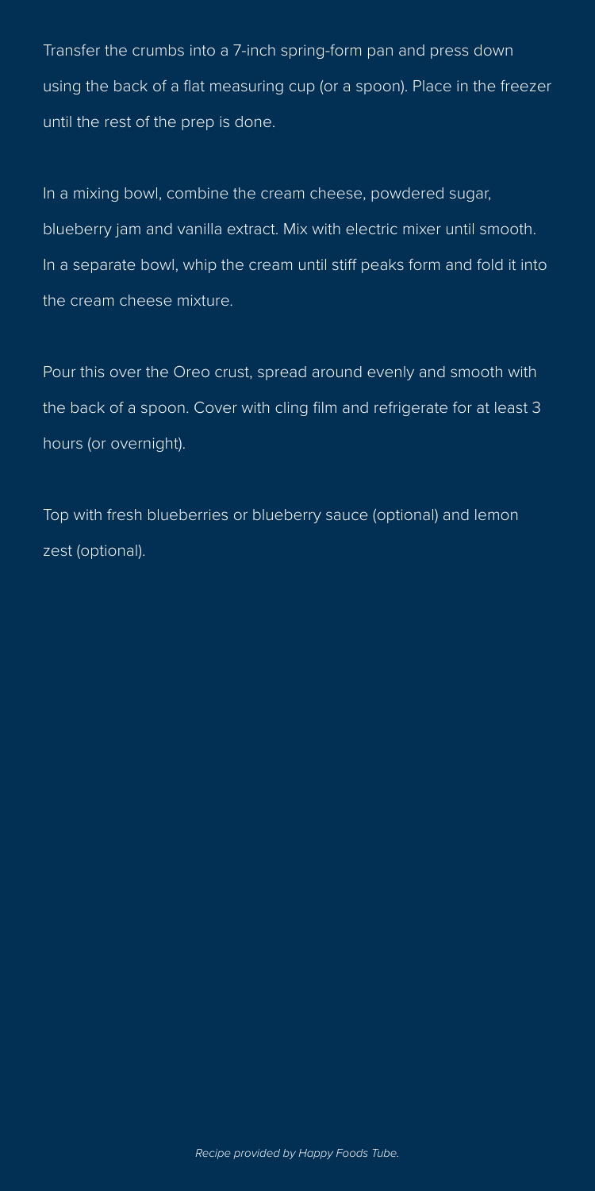Transfer the crumbs into a 7-inch spring-form pan and press down using the back of a flat measuring cup (or a spoon). Place in the freezer until the rest of the prep is done.

In a mixing bowl, combine the cream cheese, powdered sugar, blueberry jam and vanilla extract. Mix with electric mixer until smooth. In a separate bowl, whip the cream until stiff peaks form and fold it into the cream cheese mixture.

Pour this over the Oreo crust, spread around evenly and smooth with the back of a spoon. Cover with cling film and refrigerate for at least 3 hours (or overnight).

Top with fresh blueberries or blueberry sauce (optional) and lemon zest (optional).

*Recipe provided by Happy Foods Tube.*